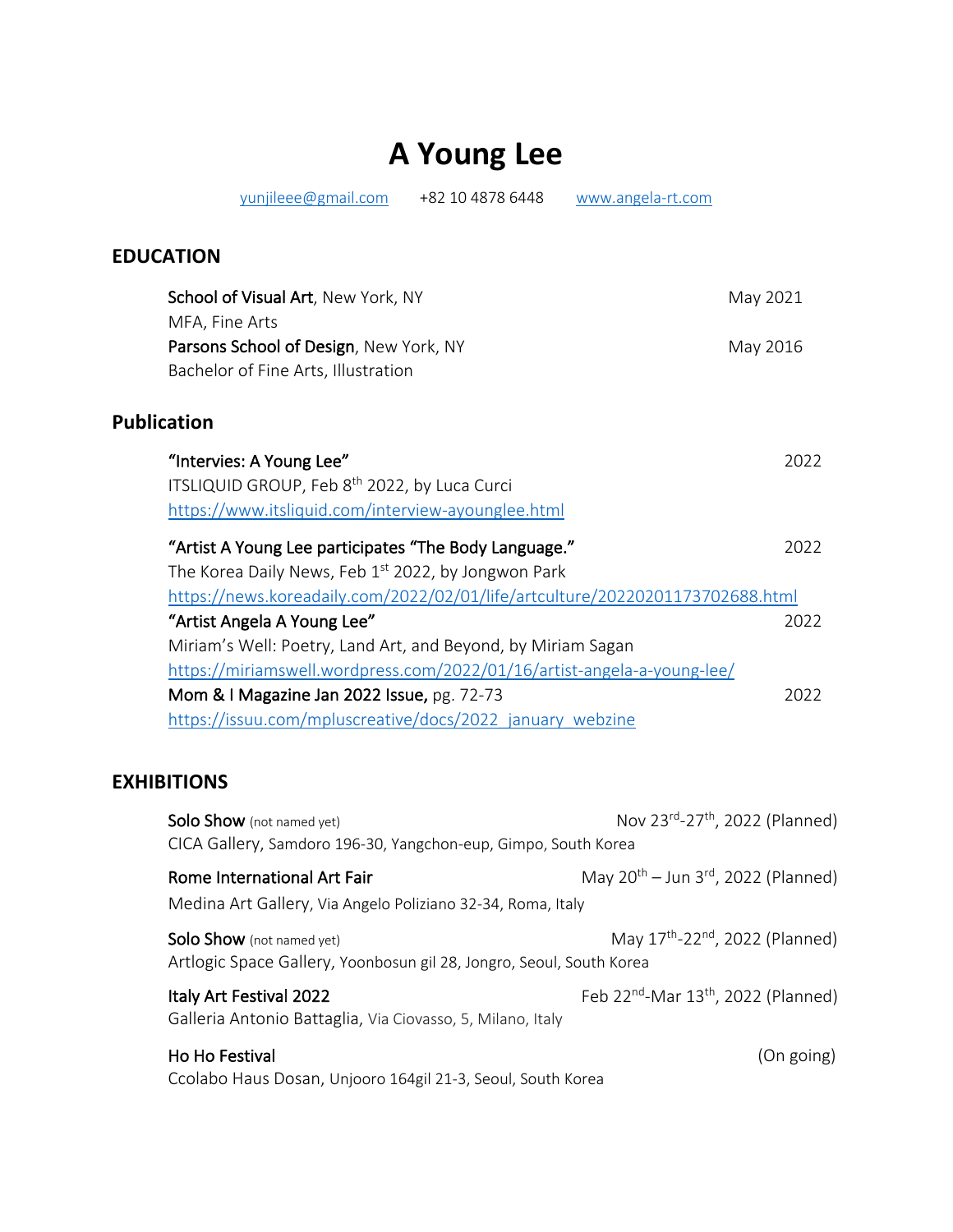# A Young Lee

yunjileee@gmail.com   +82 10 4878 6448   www.angela-rt.com

## EDUCATION

**School of Visual Art**, New York, NY — May 2021
MFA, Fine Arts

**Parsons School of Design**, New York, NY — May 2016
Bachelor of Fine Arts, Illustration

## Publication

**"Intervies: A Young Lee"** — 2022
ITSLIQUID GROUP, Feb 8th 2022, by Luca Curci
https://www.itsliquid.com/interview-ayounglee.html

**"Artist A Young Lee participates "The Body Language."** — 2022
The Korea Daily News, Feb 1st 2022, by Jongwon Park
https://news.koreadaily.com/2022/02/01/life/artculture/20220201173702688.html

**"Artist Angela A Young Lee"** — 2022
Miriam's Well: Poetry, Land Art, and Beyond, by Miriam Sagan
https://miriamswell.wordpress.com/2022/01/16/artist-angela-a-young-lee/

**Mom & I Magazine Jan 2022 Issue,** pg. 72-73 — 2022
https://issuu.com/mpluscreative/docs/2022_january_webzine

## EXHIBITIONS

**Solo Show** (not named yet) — Nov 23rd-27th, 2022 (Planned)
CICA Gallery, Samdoro 196-30, Yangchon-eup, Gimpo, South Korea

**Rome International Art Fair** — May 20th – Jun 3rd, 2022 (Planned)
Medina Art Gallery, Via Angelo Poliziano 32-34, Roma, Italy

**Solo Show** (not named yet) — May 17th-22nd, 2022 (Planned)
Artlogic Space Gallery, Yoonbosun gil 28, Jongro, Seoul, South Korea

**Italy Art Festival 2022** — Feb 22nd-Mar 13th, 2022 (Planned)
Galleria Antonio Battaglia, Via Ciovasso, 5, Milano, Italy

**Ho Ho Festival** — (On going)
Ccolabo Haus Dosan, Unjooro 164gil 21-3, Seoul, South Korea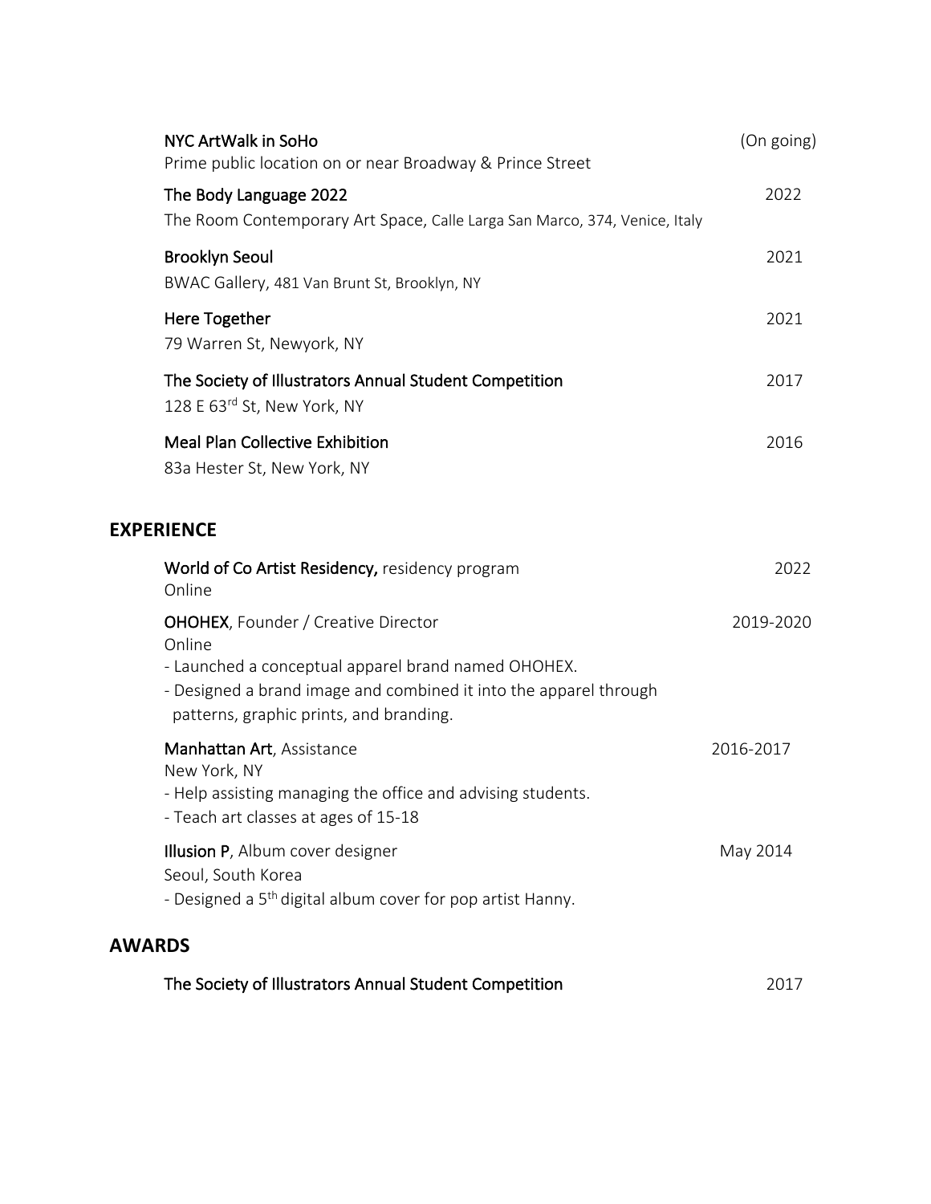**NYC ArtWalk in SoHo** (On going)
Prime public location on or near Broadway & Prince Street

**The Body Language 2022** 2022
The Room Contemporary Art Space, Calle Larga San Marco, 374, Venice, Italy

**Brooklyn Seoul** 2021
BWAC Gallery, 481 Van Brunt St, Brooklyn, NY

**Here Together** 2021
79 Warren St, Newyork, NY

**The Society of Illustrators Annual Student Competition** 2017
128 E 63rd St, New York, NY

**Meal Plan Collective Exhibition** 2016
83a Hester St, New York, NY

## EXPERIENCE

**World of Co Artist Residency,** residency program 2022
Online

**OHOHEX**, Founder / Creative Director 2019-2020
Online
- Launched a conceptual apparel brand named OHOHEX.
- Designed a brand image and combined it into the apparel through patterns, graphic prints, and branding.

**Manhattan Art**, Assistance 2016-2017
New York, NY
- Help assisting managing the office and advising students.
- Teach art classes at ages of 15-18

**Illusion P**, Album cover designer May 2014
Seoul, South Korea
- Designed a 5th digital album cover for pop artist Hanny.

## AWARDS

**The Society of Illustrators Annual Student Competition** 2017